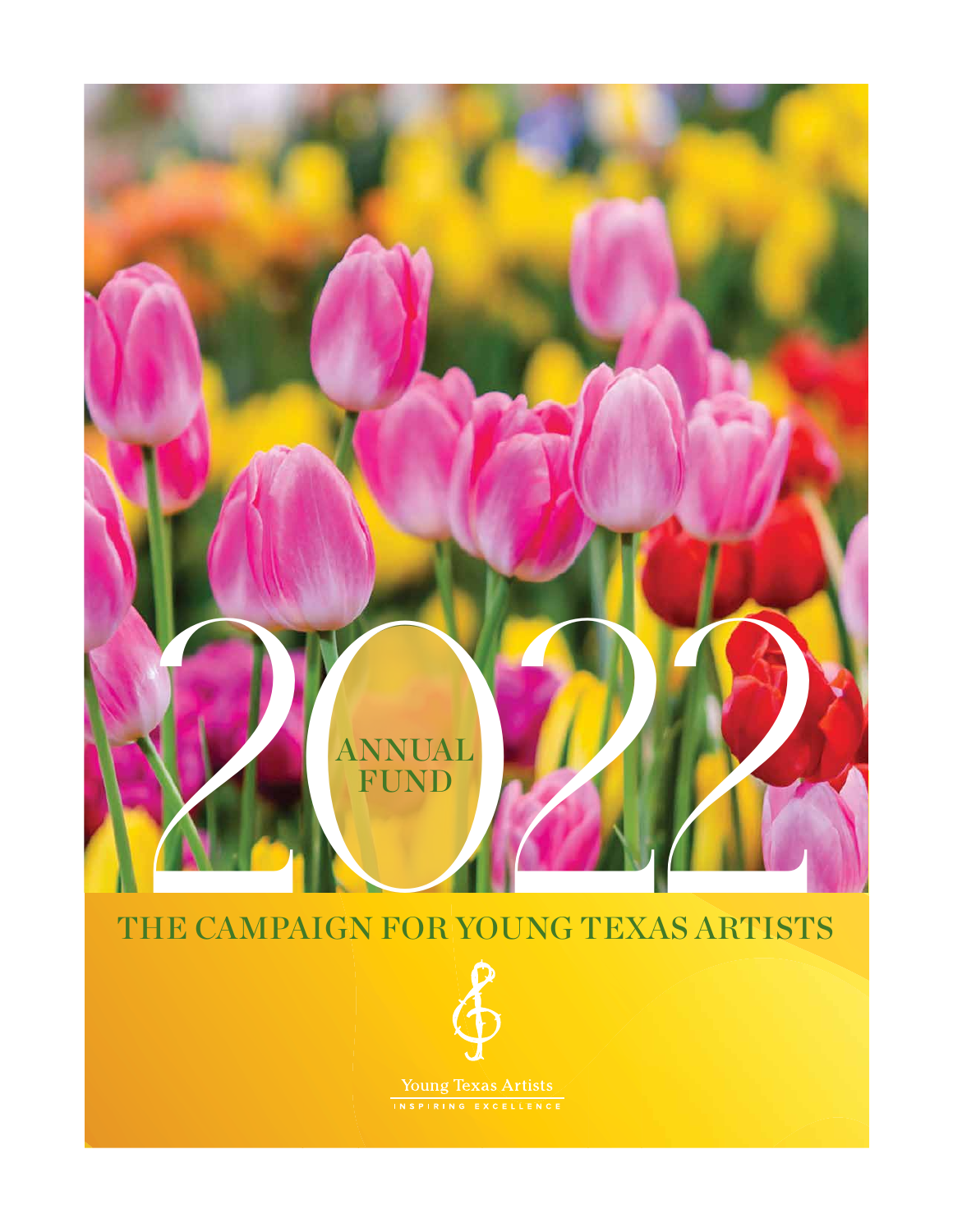# 2022 ANNUAL FUND

## THE CAMPAIGN FOR YOUNG TEXAS ARTISTS

Young Texas Artists

INSPIRING EXCELLENCE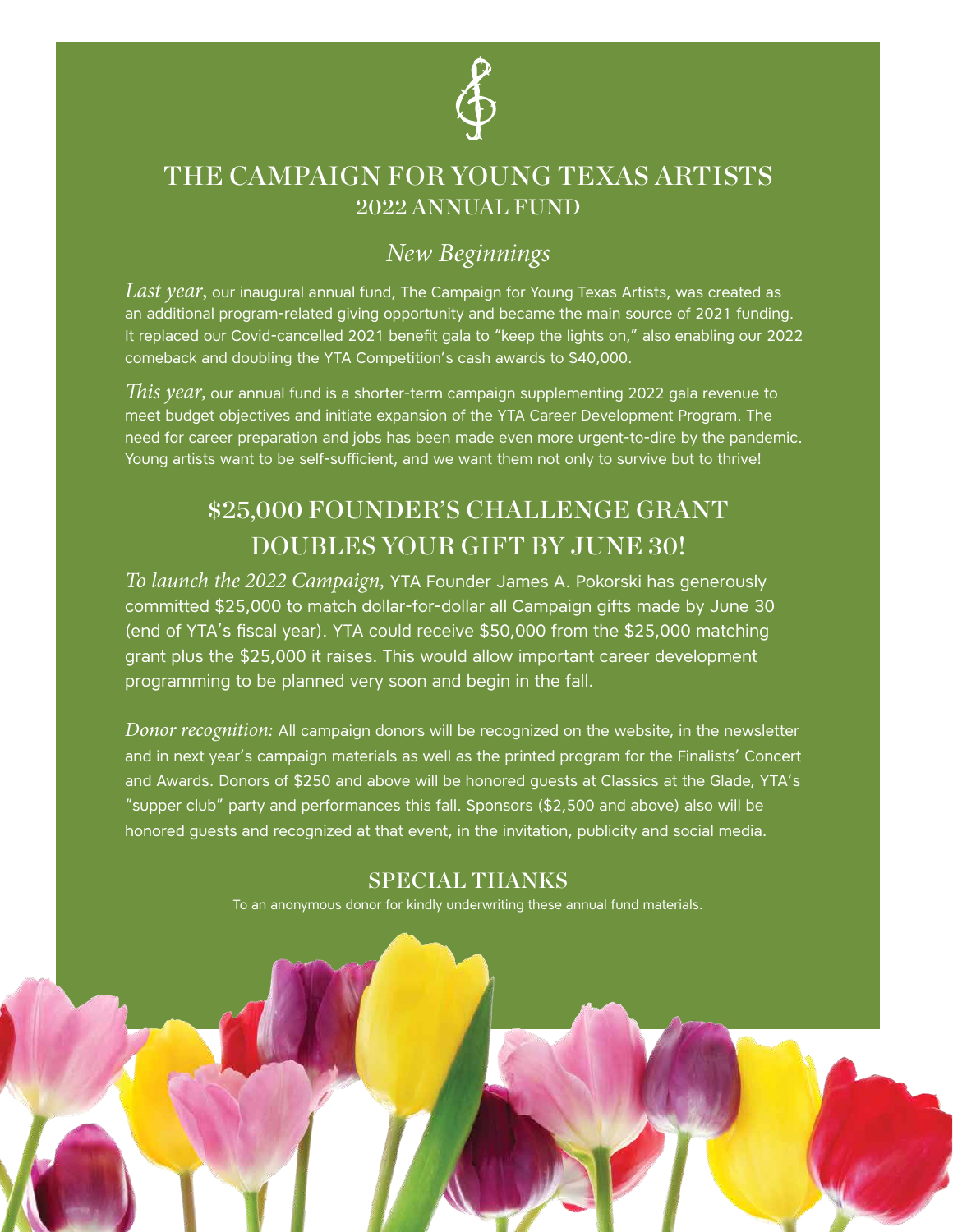# THE CAMPAIGN FOR YOUNG TEXAS ARTISTS

## 2022 ANNUAL FUND

### *New Beginnings*

*Last year*, our inaugural annual fund, The Campaign for Young Texas Artists, was created as an additional program-related giving opportunity and became the main source of 2021 funding. It replaced our Covid-cancelled 2021 benefit gala to "keep the lights on," also enabling our 2022 comeback and doubling the YTA Competition's cash awards to $40,000.

*This year*, our annual fund is a shorter-term campaign supplementing 2022 gala revenue to meet budget objectives and initiate expansion of the YTA Career Development Program. The need for career preparation and jobs has been made even more urgent-to-dire by the pandemic. Young artists want to be self-sufficient, and we want them not only to survive but to thrive!

## $25,000 FOUNDER'S CHALLENGE GRANT DOUBLES YOUR GIFT BY JUNE 30!

*To launch the 2022 Campaign,* YTA Founder James A. Pokorski has generously committed $25,000 to match dollar-for-dollar all Campaign gifts made by June 30 (end of YTA's fiscal year). YTA could receive $50,000 from the $25,000 matching grant plus the $25,000 it raises. This would allow important career development programming to be planned very soon and begin in the fall.

*Donor recognition:* All campaign donors will be recognized on the website, in the newsletter and in next year's campaign materials as well as the printed program for the Finalists' Concert and Awards. Donors of $250 and above will be honored guests at Classics at the Glade, YTA's "supper club" party and performances this fall. Sponsors ($2,500 and above) also will be honored guests and recognized at that event, in the invitation, publicity and social media.

### SPECIAL THANKS

To an anonymous donor for kindly underwriting these annual fund materials.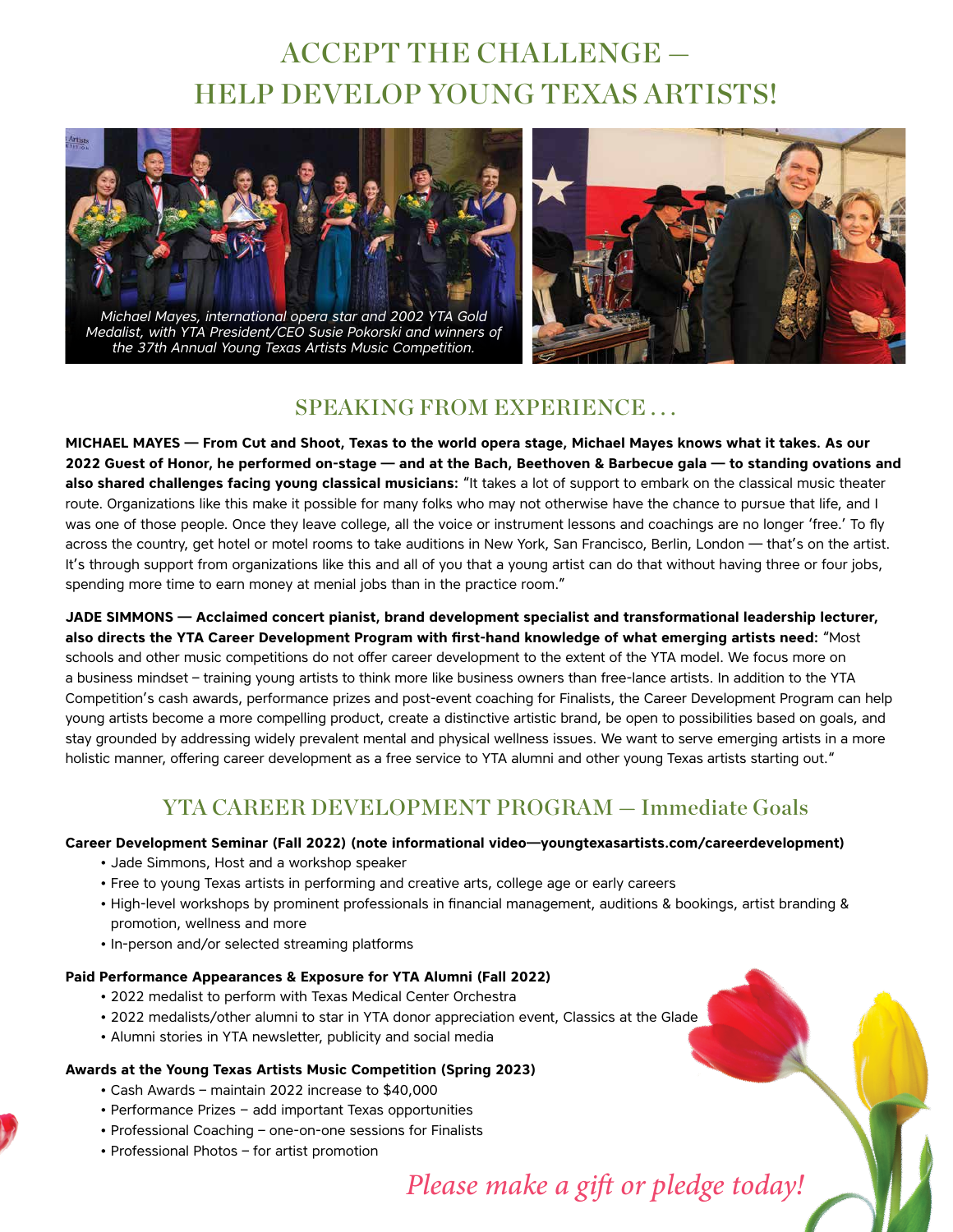# ACCEPT THE CHALLENGE — HELP DEVELOP YOUNG TEXAS ARTISTS!

*Michael Mayes, international opera star and 2002 YTA Gold Medalist, with YTA President/CEO Susie Pokorski and winners of the 37th Annual Young Texas Artists Music Competition.*

## SPEAKING FROM EXPERIENCE . . .

**MICHAEL MAYES — From Cut and Shoot, Texas to the world opera stage, Michael Mayes knows what it takes. As our 2022 Guest of Honor, he performed on-stage — and at the Bach, Beethoven & Barbecue gala — to standing ovations and also shared challenges facing young classical musicians:** "It takes a lot of support to embark on the classical music theater route. Organizations like this make it possible for many folks who may not otherwise have the chance to pursue that life, and I was one of those people. Once they leave college, all the voice or instrument lessons and coachings are no longer 'free.' To fly across the country, get hotel or motel rooms to take auditions in New York, San Francisco, Berlin, London — that's on the artist. It's through support from organizations like this and all of you that a young artist can do that without having three or four jobs, spending more time to earn money at menial jobs than in the practice room."

**JADE SIMMONS — Acclaimed concert pianist, brand development specialist and transformational leadership lecturer, also directs the YTA Career Development Program with first-hand knowledge of what emerging artists need:** "Most schools and other music competitions do not offer career development to the extent of the YTA model. We focus more on a business mindset – training young artists to think more like business owners than free-lance artists. In addition to the YTA Competition's cash awards, performance prizes and post-event coaching for Finalists, the Career Development Program can help young artists become a more compelling product, create a distinctive artistic brand, be open to possibilities based on goals, and stay grounded by addressing widely prevalent mental and physical wellness issues. We want to serve emerging artists in a more holistic manner, offering career development as a free service to YTA alumni and other young Texas artists starting out."

## YTA CAREER DEVELOPMENT PROGRAM — Immediate Goals

**Career Development Seminar (Fall 2022) (note informational video—youngtexasartists.com/careerdevelopment)**

- Jade Simmons, Host and a workshop speaker
- Free to young Texas artists in performing and creative arts, college age or early careers
- High-level workshops by prominent professionals in financial management, auditions & bookings, artist branding & promotion, wellness and more
- In-person and/or selected streaming platforms

**Paid Performance Appearances & Exposure for YTA Alumni (Fall 2022)**

- 2022 medalist to perform with Texas Medical Center Orchestra
- 2022 medalists/other alumni to star in YTA donor appreciation event, Classics at the Glade
- Alumni stories in YTA newsletter, publicity and social media

**Awards at the Young Texas Artists Music Competition (Spring 2023)**

- Cash Awards – maintain 2022 increase to $40,000
- Performance Prizes – add important Texas opportunities
- Professional Coaching – one-on-one sessions for Finalists
- Professional Photos – for artist promotion

*Please make a gift or pledge today!*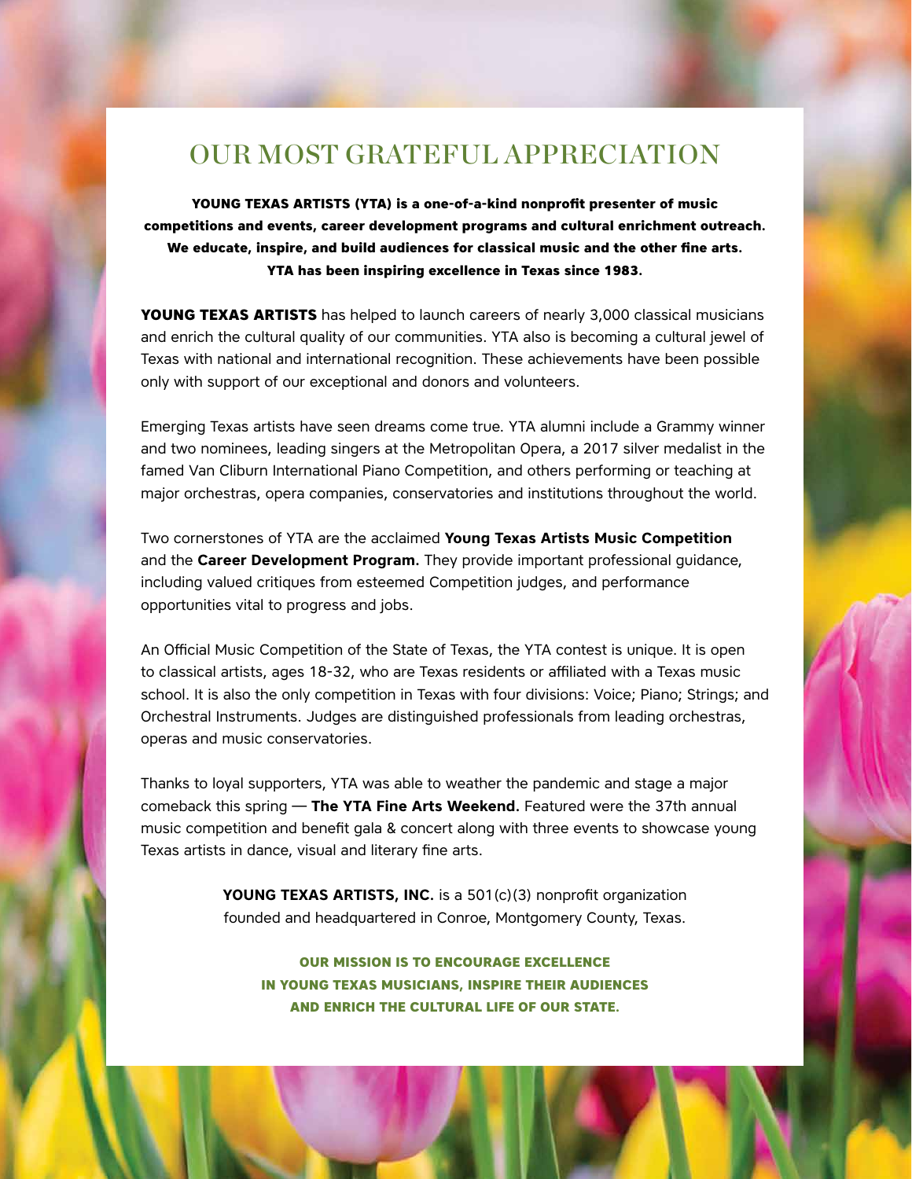# OUR MOST GRATEFUL APPRECIATION

**YOUNG TEXAS ARTISTS (YTA) is a one-of-a-kind nonprofit presenter of music competitions and events, career development programs and cultural enrichment outreach. We educate, inspire, and build audiences for classical music and the other fine arts. YTA has been inspiring excellence in Texas since 1983.**

**YOUNG TEXAS ARTISTS** has helped to launch careers of nearly 3,000 classical musicians and enrich the cultural quality of our communities. YTA also is becoming a cultural jewel of Texas with national and international recognition. These achievements have been possible only with support of our exceptional and donors and volunteers.

Emerging Texas artists have seen dreams come true. YTA alumni include a Grammy winner and two nominees, leading singers at the Metropolitan Opera, a 2017 silver medalist in the famed Van Cliburn International Piano Competition, and others performing or teaching at major orchestras, opera companies, conservatories and institutions throughout the world.

Two cornerstones of YTA are the acclaimed **Young Texas Artists Music Competition** and the **Career Development Program.** They provide important professional guidance, including valued critiques from esteemed Competition judges, and performance opportunities vital to progress and jobs.

An Official Music Competition of the State of Texas, the YTA contest is unique. It is open to classical artists, ages 18-32, who are Texas residents or affiliated with a Texas music school. It is also the only competition in Texas with four divisions: Voice; Piano; Strings; and Orchestral Instruments. Judges are distinguished professionals from leading orchestras, operas and music conservatories.

Thanks to loyal supporters, YTA was able to weather the pandemic and stage a major comeback this spring — **The YTA Fine Arts Weekend.** Featured were the 37th annual music competition and benefit gala & concert along with three events to showcase young Texas artists in dance, visual and literary fine arts.

**YOUNG TEXAS ARTISTS, INC.** is a 501(c)(3) nonprofit organization founded and headquartered in Conroe, Montgomery County, Texas.

**OUR MISSION IS TO ENCOURAGE EXCELLENCE IN YOUNG TEXAS MUSICIANS, INSPIRE THEIR AUDIENCES AND ENRICH THE CULTURAL LIFE OF OUR STATE.**